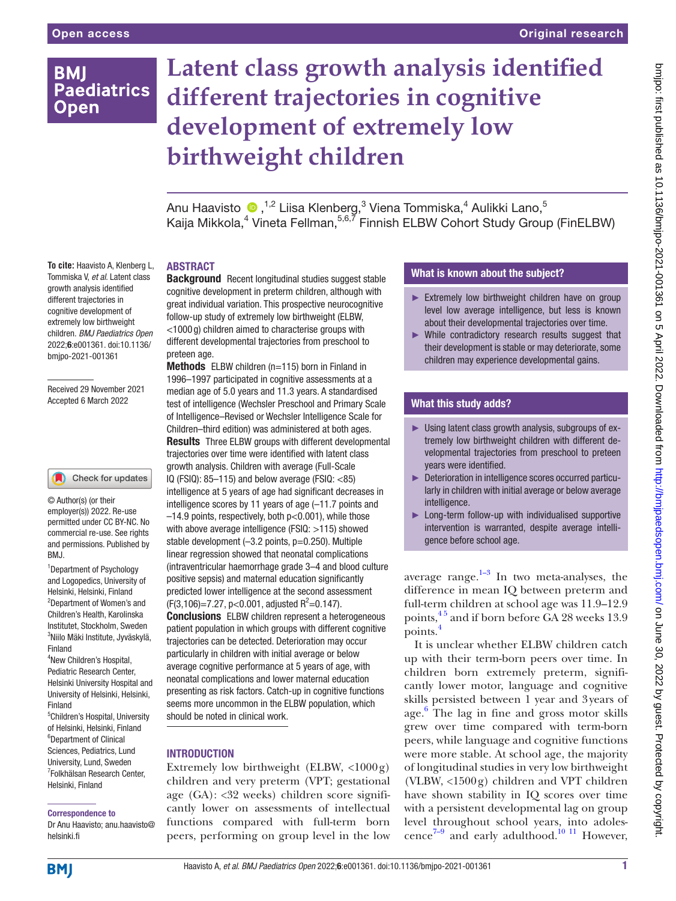Open access | Original research

# Latent class growth analysis identified different trajectories in cognitive development of extremely low birthweight children

Anu Haavisto [1,2], Liisa Klenberg,[3] Viena Tommiska,[4] Aulikki Lano,[5] Kaija Mikkola,[4] Vineta Fellman,[5,6,7] Finnish ELBW Cohort Study Group (FinELBW)

**To cite:** Haavisto A, Klenberg L, Tommiska V, *et al*. Latent class growth analysis identified different trajectories in cognitive development of extremely low birthweight children. *BMJ Paediatrics Open* 2022;**6**:e001361. doi:10.1136/bmjpo-2021-001361

Received 29 November 2021
Accepted 6 March 2022

© Author(s) (or their employer(s)) 2022. Re-use permitted under CC BY-NC. No commercial re-use. See rights and permissions. Published by BMJ.

[1]Department of Psychology and Logopedics, University of Helsinki, Helsinki, Finland
[2]Department of Women's and Children's Health, Karolinska Institutet, Stockholm, Sweden
[3]Niilo Mäki Institute, Jyväskylä, Finland
[4]New Children's Hospital, Pediatric Research Center, Helsinki University Hospital and University of Helsinki, Helsinki, Finland
[5]Children's Hospital, University of Helsinki, Helsinki, Finland
[6]Department of Clinical Sciences, Pediatrics, Lund University, Lund, Sweden
[7]Folkhälsan Research Center, Helsinki, Finland

**Correspondence to**
Dr Anu Haavisto; anu.haavisto@helsinki.fi

## ABSTRACT

**Background** Recent longitudinal studies suggest stable cognitive development in preterm children, although with great individual variation. This prospective neurocognitive follow-up study of extremely low birthweight (ELBW, <1000 g) children aimed to characterise groups with different developmental trajectories from preschool to preteen age.

**Methods** ELBW children (n=115) born in Finland in 1996–1997 participated in cognitive assessments at a median age of 5.0 years and 11.3 years. A standardised test of intelligence (Wechsler Preschool and Primary Scale of Intelligence–Revised or Wechsler Intelligence Scale for Children–third edition) was administered at both ages.

**Results** Three ELBW groups with different developmental trajectories over time were identified with latent class growth analysis. Children with average (Full-Scale IQ (FSIQ): 85–115) and below average (FSIQ: <85) intelligence at 5 years of age had significant decreases in intelligence scores by 11 years of age (–11.7 points and –14.9 points, respectively, both p<0.001), while those with above average intelligence (FSIQ: >115) showed stable development (–3.2 points, p=0.250). Multiple linear regression showed that neonatal complications (intraventricular haemorrhage grade 3–4 and blood culture positive sepsis) and maternal education significantly predicted lower intelligence at the second assessment ($F(3,106)=7.27$, $p<0.001$, adjusted $R^2=0.147$).

**Conclusions** ELBW children represent a heterogeneous patient population in which groups with different cognitive trajectories can be detected. Deterioration may occur particularly in children with initial average or below average cognitive performance at 5 years of age, with neonatal complications and lower maternal education presenting as risk factors. Catch-up in cognitive functions seems more uncommon in the ELBW population, which should be noted in clinical work.

### What is known about the subject?

- Extremely low birthweight children have on group level low average intelligence, but less is known about their developmental trajectories over time.
- While contradictory research results suggest that their development is stable or may deteriorate, some children may experience developmental gains.

### What this study adds?

- Using latent class growth analysis, subgroups of extremely low birthweight children with different developmental trajectories from preschool to preteen years were identified.
- Deterioration in intelligence scores occurred particularly in children with initial average or below average intelligence.
- Long-term follow-up with individualised supportive intervention is warranted, despite average intelligence before school age.

## INTRODUCTION

Extremely low birthweight (ELBW, <1000 g) children and very preterm (VPT; gestational age (GA): <32 weeks) children score significantly lower on assessments of intellectual functions compared with full-term born peers, performing on group level in the low average range.[1–3] In two meta-analyses, the difference in mean IQ between preterm and full-term children at school age was 11.9–12.9 points,[4 5] and if born before GA 28 weeks 13.9 points.[4]

It is unclear whether ELBW children catch up with their term-born peers over time. In children born extremely preterm, significantly lower motor, language and cognitive skills persisted between 1 year and 3 years of age.[6] The lag in fine and gross motor skills grew over time compared with term-born peers, while language and cognitive functions were more stable. At school age, the majority of longitudinal studies in very low birthweight (VLBW, <1500 g) children and VPT children have shown stability in IQ scores over time with a persistent developmental lag on group level throughout school years, into adolescence[7–9] and early adulthood.[10 11] However,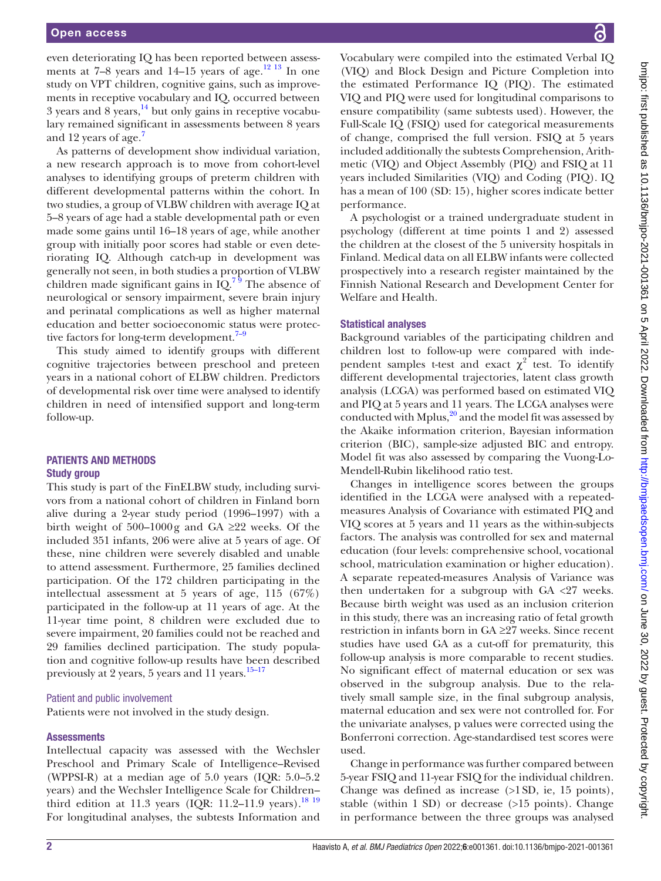even deteriorating IQ has been reported between assessments at 7–8 years and 14–15 years of age.[12 13] In one study on VPT children, cognitive gains, such as improvements in receptive vocabulary and IQ, occurred between 3 years and 8 years,[14] but only gains in receptive vocabulary remained significant in assessments between 8 years and 12 years of age.[7]

As patterns of development show individual variation, a new research approach is to move from cohort-level analyses to identifying groups of preterm children with different developmental patterns within the cohort. In two studies, a group of VLBW children with average IQ at 5–8 years of age had a stable developmental path or even made some gains until 16–18 years of age, while another group with initially poor scores had stable or even deteriorating IQ. Although catch-up in development was generally not seen, in both studies a proportion of VLBW children made significant gains in IQ.[7 9] The absence of neurological or sensory impairment, severe brain injury and perinatal complications as well as higher maternal education and better socioeconomic status were protective factors for long-term development.[7–9]

This study aimed to identify groups with different cognitive trajectories between preschool and preteen years in a national cohort of ELBW children. Predictors of developmental risk over time were analysed to identify children in need of intensified support and long-term follow-up.

## PATIENTS AND METHODS

### Study group

This study is part of the FinELBW study, including survivors from a national cohort of children in Finland born alive during a 2-year study period (1996–1997) with a birth weight of 500–1000 g and GA ≥22 weeks. Of the included 351 infants, 206 were alive at 5 years of age. Of these, nine children were severely disabled and unable to attend assessment. Furthermore, 25 families declined participation. Of the 172 children participating in the intellectual assessment at 5 years of age, 115 (67%) participated in the follow-up at 11 years of age. At the 11-year time point, 8 children were excluded due to severe impairment, 20 families could not be reached and 29 families declined participation. The study population and cognitive follow-up results have been described previously at 2 years, 5 years and 11 years.[15–17]

### Patient and public involvement

Patients were not involved in the study design.

### Assessments

Intellectual capacity was assessed with the Wechsler Preschool and Primary Scale of Intelligence–Revised (WPPSI-R) at a median age of 5.0 years (IQR: 5.0–5.2 years) and the Wechsler Intelligence Scale for Children–third edition at 11.3 years (IQR: 11.2–11.9 years).[18 19] For longitudinal analyses, the subtests Information and Vocabulary were compiled into the estimated Verbal IQ (VIQ) and Block Design and Picture Completion into the estimated Performance IQ (PIQ). The estimated VIQ and PIQ were used for longitudinal comparisons to ensure compatibility (same subtests used). However, the Full-Scale IQ (FSIQ) used for categorical measurements of change, comprised the full version. FSIQ at 5 years included additionally the subtests Comprehension, Arithmetic (VIQ) and Object Assembly (PIQ) and FSIQ at 11 years included Similarities (VIQ) and Coding (PIQ). IQ has a mean of 100 (SD: 15), higher scores indicate better performance.

A psychologist or a trained undergraduate student in psychology (different at time points 1 and 2) assessed the children at the closest of the 5 university hospitals in Finland. Medical data on all ELBW infants were collected prospectively into a research register maintained by the Finnish National Research and Development Center for Welfare and Health.

### Statistical analyses

Background variables of the participating children and children lost to follow-up were compared with independent samples t-test and exact $\chi^2$ test. To identify different developmental trajectories, latent class growth analysis (LCGA) was performed based on estimated VIQ and PIQ at 5 years and 11 years. The LCGA analyses were conducted with Mplus,[20] and the model fit was assessed by the Akaike information criterion, Bayesian information criterion (BIC), sample-size adjusted BIC and entropy. Model fit was also assessed by comparing the Vuong-Lo-Mendell-Rubin likelihood ratio test.

Changes in intelligence scores between the groups identified in the LCGA were analysed with a repeated-measures Analysis of Covariance with estimated PIQ and VIQ scores at 5 years and 11 years as the within-subjects factors. The analysis was controlled for sex and maternal education (four levels: comprehensive school, vocational school, matriculation examination or higher education). A separate repeated-measures Analysis of Variance was then undertaken for a subgroup with GA <27 weeks. Because birth weight was used as an inclusion criterion in this study, there was an increasing ratio of fetal growth restriction in infants born in GA ≥27 weeks. Since recent studies have used GA as a cut-off for prematurity, this follow-up analysis is more comparable to recent studies. No significant effect of maternal education or sex was observed in the subgroup analysis. Due to the relatively small sample size, in the final subgroup analysis, maternal education and sex were not controlled for. For the univariate analyses, p values were corrected using the Bonferroni correction. Age-standardised test scores were used.

Change in performance was further compared between 5-year FSIQ and 11-year FSIQ for the individual children. Change was defined as increase (>1 SD, ie, 15 points), stable (within 1 SD) or decrease (>15 points). Change in performance between the three groups was analysed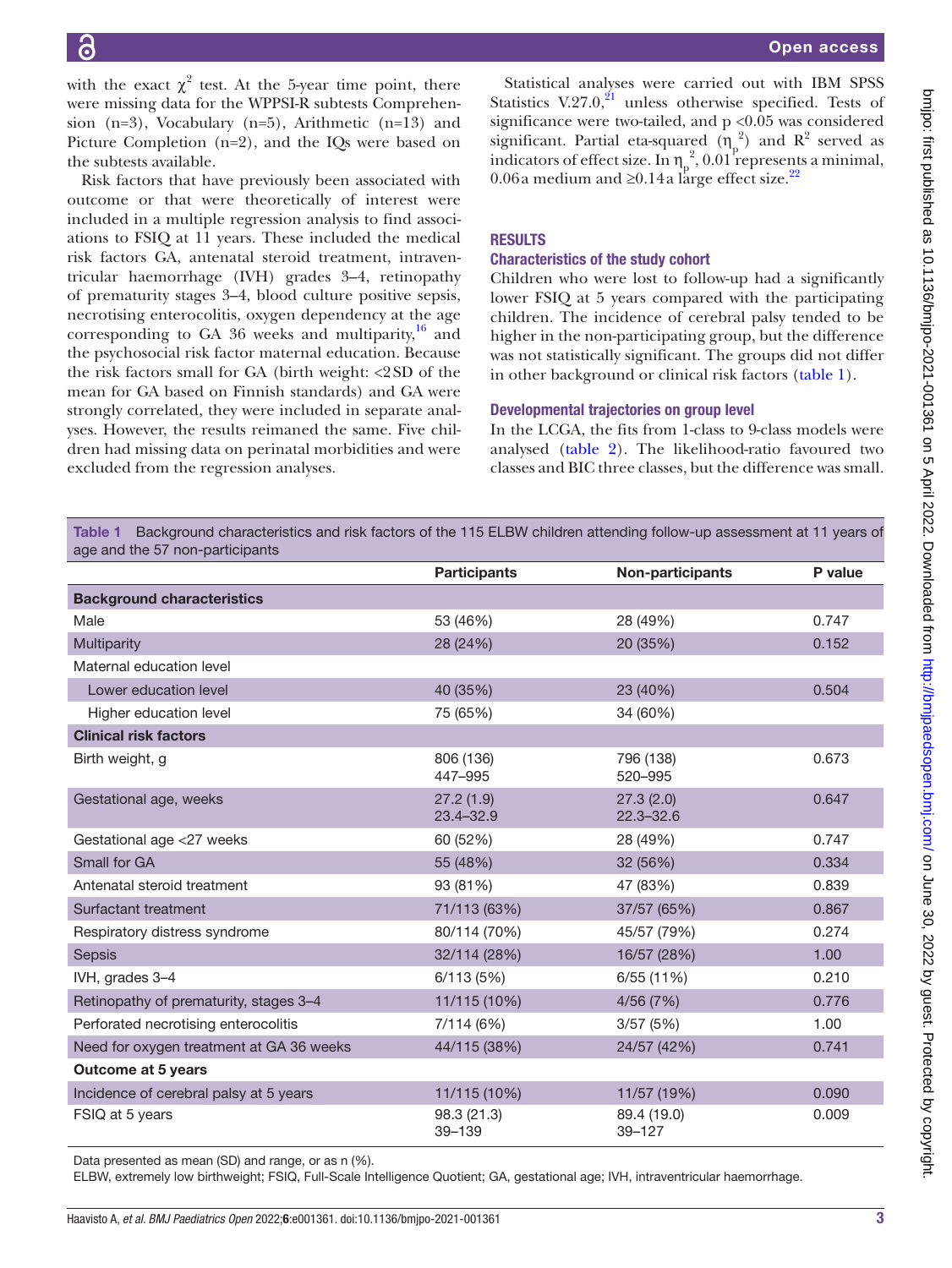with the exact $\chi^2$ test. At the 5-year time point, there were missing data for the WPPSI-R subtests Comprehension (n=3), Vocabulary (n=5), Arithmetic (n=13) and Picture Completion (n=2), and the IQs were based on the subtests available.

Risk factors that have previously been associated with outcome or that were theoretically of interest were included in a multiple regression analysis to find associations to FSIQ at 11 years. These included the medical risk factors GA, antenatal steroid treatment, intraventricular haemorrhage (IVH) grades 3–4, retinopathy of prematurity stages 3–4, blood culture positive sepsis, necrotising enterocolitis, oxygen dependency at the age corresponding to GA 36 weeks and multiparity,[16] and the psychosocial risk factor maternal education. Because the risk factors small for GA (birth weight: <2 SD of the mean for GA based on Finnish standards) and GA were strongly correlated, they were included in separate analyses. However, the results reimaned the same. Five children had missing data on perinatal morbidities and were excluded from the regression analyses.

Statistical analyses were carried out with IBM SPSS Statistics V.27.0,[21] unless otherwise specified. Tests of significance were two-tailed, and $p < 0.05$ was considered significant. Partial eta-squared ($\eta_p^2$) and $R^2$ served as indicators of effect size. In $\eta_p^2$, 0.01 represents a minimal, 0.06 a medium and ≥0.14 a large effect size.[22]

## RESULTS

### Characteristics of the study cohort

Children who were lost to follow-up had a significantly lower FSIQ at 5 years compared with the participating children. The incidence of cerebral palsy tended to be higher in the non-participating group, but the difference was not statistically significant. The groups did not differ in other background or clinical risk factors (table 1).

### Developmental trajectories on group level

In the LCGA, the fits from 1-class to 9-class models were analysed (table 2). The likelihood-ratio favoured two classes and BIC three classes, but the difference was small.

Table 1 Background characteristics and risk factors of the 115 ELBW children attending follow-up assessment at 11 years of age and the 57 non-participants

| | Participants | Non-participants | P value |
|---|---|---|---|
| **Background characteristics** | | | |
| Male | 53 (46%) | 28 (49%) | 0.747 |
| Multiparity | 28 (24%) | 20 (35%) | 0.152 |
| Maternal education level | | | |
| Lower education level | 40 (35%) | 23 (40%) | 0.504 |
| Higher education level | 75 (65%) | 34 (60%) | |
| **Clinical risk factors** | | | |
| Birth weight, g | 806 (136)<br>447–995 | 796 (138)<br>520–995 | 0.673 |
| Gestational age, weeks | 27.2 (1.9)<br>23.4–32.9 | 27.3 (2.0)<br>22.3–32.6 | 0.647 |
| Gestational age <27 weeks | 60 (52%) | 28 (49%) | 0.747 |
| Small for GA | 55 (48%) | 32 (56%) | 0.334 |
| Antenatal steroid treatment | 93 (81%) | 47 (83%) | 0.839 |
| Surfactant treatment | 71/113 (63%) | 37/57 (65%) | 0.867 |
| Respiratory distress syndrome | 80/114 (70%) | 45/57 (79%) | 0.274 |
| Sepsis | 32/114 (28%) | 16/57 (28%) | 1.00 |
| IVH, grades 3–4 | 6/113 (5%) | 6/55 (11%) | 0.210 |
| Retinopathy of prematurity, stages 3–4 | 11/115 (10%) | 4/56 (7%) | 0.776 |
| Perforated necrotising enterocolitis | 7/114 (6%) | 3/57 (5%) | 1.00 |
| Need for oxygen treatment at GA 36 weeks | 44/115 (38%) | 24/57 (42%) | 0.741 |
| **Outcome at 5 years** | | | |
| Incidence of cerebral palsy at 5 years | 11/115 (10%) | 11/57 (19%) | 0.090 |
| FSIQ at 5 years | 98.3 (21.3)<br>39–139 | 89.4 (19.0)<br>39–127 | 0.009 |

Data presented as mean (SD) and range, or as n (%).
ELBW, extremely low birthweight; FSIQ, Full-Scale Intelligence Quotient; GA, gestational age; IVH, intraventricular haemorrhage.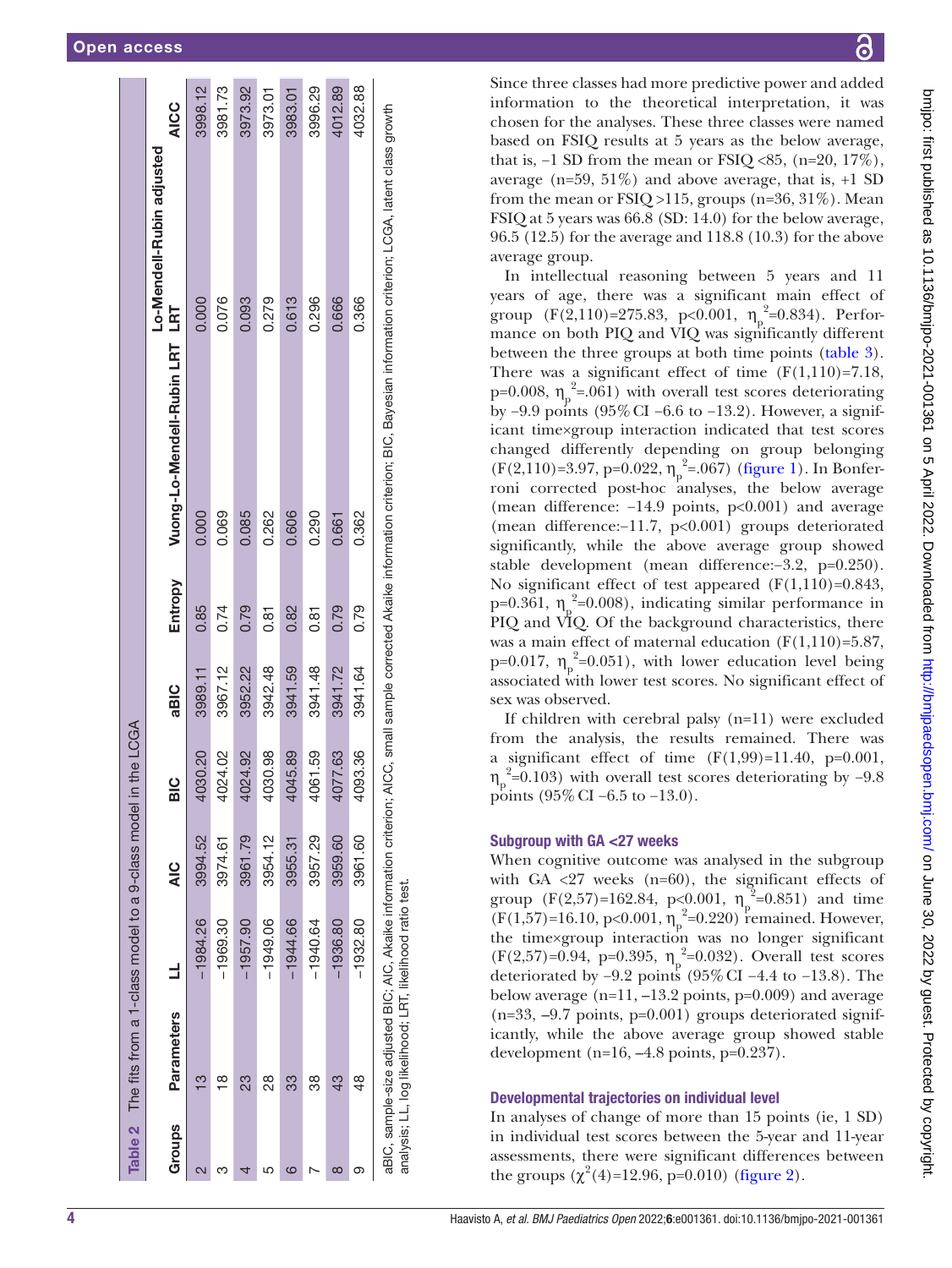**Table 2** The fits from a 1-class model to a 9-class model in the LCGA

| Groups | Parameters | LL | AIC | BIC | aBIC | Entropy | Vuong-Lo-Mendell-Rubin LRT | Lo-Mendell-Rubin adjusted LRT | AICC |
|---|---|---|---|---|---|---|---|---|---|
| 2 | 13 | −1984.26 | 3994.52 | 4030.20 | 3989.11 | 0.85 | 0.000 | 0.000 | 3998.12 |
| 3 | 18 | −1969.30 | 3974.61 | 4024.02 | 3967.12 | 0.74 | 0.069 | 0.076 | 3981.73 |
| 4 | 23 | −1957.90 | 3961.79 | 4024.92 | 3952.22 | 0.79 | 0.085 | 0.093 | 3973.92 |
| 5 | 28 | −1949.06 | 3954.12 | 4030.98 | 3942.48 | 0.81 | 0.262 | 0.279 | 3973.01 |
| 6 | 33 | −1944.66 | 3955.31 | 4045.89 | 3941.59 | 0.82 | 0.606 | 0.613 | 3983.01 |
| 7 | 38 | −1940.64 | 3957.29 | 4061.59 | 3941.48 | 0.81 | 0.290 | 0.296 | 3996.29 |
| 8 | 43 | −1936.80 | 3959.60 | 4077.63 | 3941.72 | 0.79 | 0.661 | 0.666 | 4012.89 |
| 9 | 48 | −1932.80 | 3961.60 | 4093.36 | 3941.64 | 0.79 | 0.362 | 0.366 | 4032.88 |

aBIC, sample-size adjusted BIC; AIC, Akaike information criterion; AICC, small sample corrected Akaike information criterion; BIC, Bayesian information criterion; LCGA, latent class growth analysis; LL, log likelihood; LRT, likelihood ratio test.

Since three classes had more predictive power and added information to the theoretical interpretation, it was chosen for the analyses. These three classes were named based on FSIQ results at 5 years as the below average, that is, −1 SD from the mean or FSIQ <85, (n=20, 17%), average (n=59, 51%) and above average, that is, +1 SD from the mean or FSIQ >115, groups (n=36, 31%). Mean FSIQ at 5 years was 66.8 (SD: 14.0) for the below average, 96.5 (12.5) for the average and 118.8 (10.3) for the above average group.

In intellectual reasoning between 5 years and 11 years of age, there was a significant main effect of group ($F(2,110)=275.83$, $p<0.001$, $\eta_p^2=0.834$). Performance on both PIQ and VIQ was significantly different between the three groups at both time points (table 3). There was a significant effect of time ($F(1,110)=7.18$, $p=0.008$, $\eta_p^2=.061$) with overall test scores deteriorating by −9.9 points (95% CI −6.6 to −13.2). However, a significant time×group interaction indicated that test scores changed differently depending on group belonging ($F(2,110)=3.97$, $p=0.022$, $\eta_p^2=.067$) (figure 1). In Bonferroni corrected post-hoc analyses, the below average (mean difference: −14.9 points, p<0.001) and average (mean difference:−11.7, p<0.001) groups deteriorated significantly, while the above average group showed stable development (mean difference:−3.2, p=0.250). No significant effect of test appeared ($F(1,110)=0.843$, $p=0.361$, $\eta_p^2=0.008$), indicating similar performance in PIQ and VIQ. Of the background characteristics, there was a main effect of maternal education ($F(1,110)=5.87$, $p=0.017$, $\eta_p^2=0.051$), with lower education level being associated with lower test scores. No significant effect of sex was observed.

If children with cerebral palsy (n=11) were excluded from the analysis, the results remained. There was a significant effect of time ($F(1,99)=11.40$, $p=0.001$, $\eta_p^2=0.103$) with overall test scores deteriorating by −9.8 points (95% CI −6.5 to −13.0).

### Subgroup with GA <27 weeks

When cognitive outcome was analysed in the subgroup with GA <27 weeks (n=60), the significant effects of group ($F(2,57)=162.84$, $p<0.001$, $\eta_p^2=0.851$) and time ($F(1,57)=16.10$, $p<0.001$, $\eta_p^2=0.220$) remained. However, the time×group interaction was no longer significant ($F(2,57)=0.94$, $p=0.395$, $\eta_p^2=0.032$). Overall test scores deteriorated by −9.2 points (95% CI −4.4 to −13.8). The below average (n=11, −13.2 points, p=0.009) and average (n=33, −9.7 points, p=0.001) groups deteriorated significantly, while the above average group showed stable development (n=16, −4.8 points, p=0.237).

### Developmental trajectories on individual level

In analyses of change of more than 15 points (ie, 1 SD) in individual test scores between the 5-year and 11-year assessments, there were significant differences between the groups ($\chi^2(4)=12.96$, $p=0.010$) (figure 2).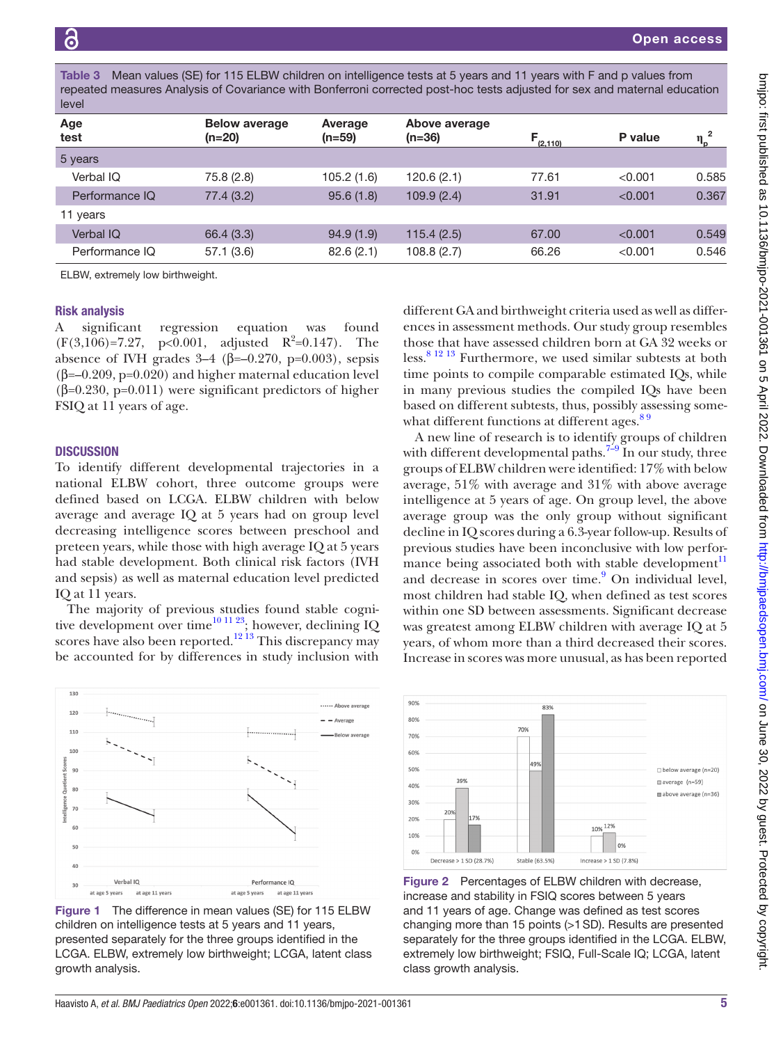Table 3 Mean values (SE) for 115 ELBW children on intelligence tests at 5 years and 11 years with F and p values from repeated measures Analysis of Covariance with Bonferroni corrected post-hoc tests adjusted for sex and maternal education level

| Age test | Below average (n=20) | Average (n=59) | Above average (n=36) | $F_{(2,110)}$ | P value | $\eta_p^2$ |
|---|---|---|---|---|---|---|
| 5 years | | | | | | |
| Verbal IQ | 75.8 (2.8) | 105.2 (1.6) | 120.6 (2.1) | 77.61 | <0.001 | 0.585 |
| Performance IQ | 77.4 (3.2) | 95.6 (1.8) | 109.9 (2.4) | 31.91 | <0.001 | 0.367 |
| 11 years | | | | | | |
| Verbal IQ | 66.4 (3.3) | 94.9 (1.9) | 115.4 (2.5) | 67.00 | <0.001 | 0.549 |
| Performance IQ | 57.1 (3.6) | 82.6 (2.1) | 108.8 (2.7) | 66.26 | <0.001 | 0.546 |

ELBW, extremely low birthweight.

## Risk analysis

A significant regression equation was found ($F(3,106)=7.27$, $p<0.001$, adjusted $R^2=0.147$). The absence of IVH grades 3–4 (β=–0.270, p=0.003), sepsis (β=–0.209, p=0.020) and higher maternal education level (β=0.230, p=0.011) were significant predictors of higher FSIQ at 11 years of age.

## DISCUSSION

To identify different developmental trajectories in a national ELBW cohort, three outcome groups were defined based on LCGA. ELBW children with below average and average IQ at 5 years had on group level decreasing intelligence scores between preschool and preteen years, while those with high average IQ at 5 years had stable development. Both clinical risk factors (IVH and sepsis) as well as maternal education level predicted IQ at 11 years.

The majority of previous studies found stable cognitive development over time[10,11,23]; however, declining IQ scores have also been reported.[12,13] This discrepancy may be accounted for by differences in study inclusion with different GA and birthweight criteria used as well as differences in assessment methods. Our study group resembles those that have assessed children born at GA 32 weeks or less.[8,12,13] Furthermore, we used similar subtests at both time points to compile comparable estimated IQs, while in many previous studies the compiled IQs have been based on different subtests, thus, possibly assessing somewhat different functions at different ages.[8,9]

A new line of research is to identify groups of children with different developmental paths.[7–9] In our study, three groups of ELBW children were identified: 17% with below average, 51% with average and 31% with above average intelligence at 5 years of age. On group level, the above average group was the only group without significant decline in IQ scores during a 6.3-year follow-up. Results of previous studies have been inconclusive with low performance being associated both with stable development[11] and decrease in scores over time.[9] On individual level, most children had stable IQ, when defined as test scores within one SD between assessments. Significant decrease was greatest among ELBW children with average IQ at 5 years, of whom more than a third decreased their scores. Increase in scores was more unusual, as has been reported

Figure 1 The difference in mean values (SE) for 115 ELBW children on intelligence tests at 5 years and 11 years, presented separately for the three groups identified in the LCGA. ELBW, extremely low birthweight; LCGA, latent class growth analysis.

Figure 2 Percentages of ELBW children with decrease, increase and stability in FSIQ scores between 5 years and 11 years of age. Change was defined as test scores changing more than 15 points (>1 SD). Results are presented separately for the three groups identified in the LCGA. ELBW, extremely low birthweight; FSIQ, Full-Scale IQ; LCGA, latent class growth analysis.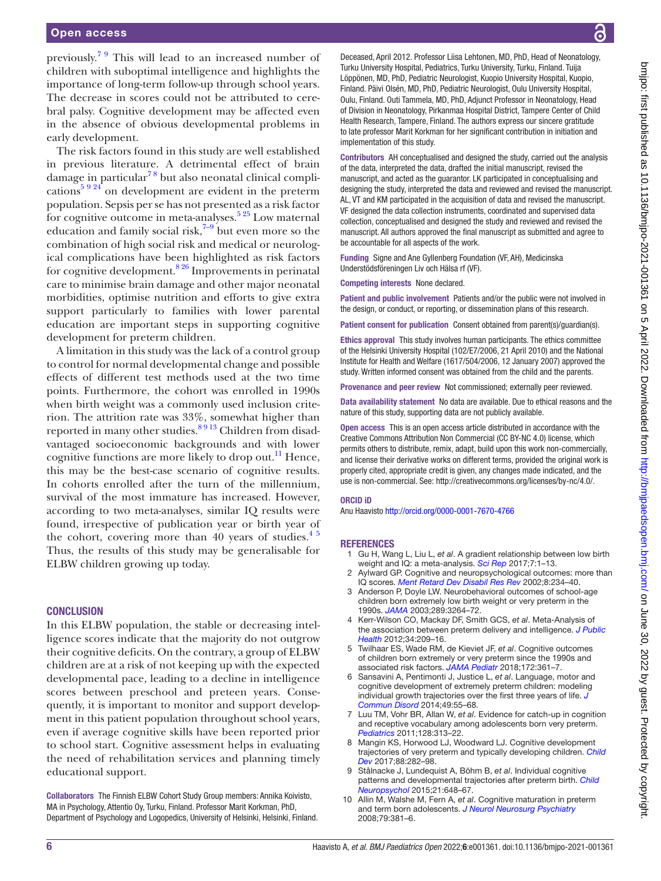previously.[7,9] This will lead to an increased number of children with suboptimal intelligence and highlights the importance of long-term follow-up through school years. The decrease in scores could not be attributed to cerebral palsy. Cognitive development may be affected even in the absence of obvious developmental problems in early development.

The risk factors found in this study are well established in previous literature. A detrimental effect of brain damage in particular[7,8] but also neonatal clinical complications[5,9,24] on development are evident in the preterm population. Sepsis per se has not presented as a risk factor for cognitive outcome in meta-analyses.[5,25] Low maternal education and family social risk,[7–9] but even more so the combination of high social risk and medical or neurological complications have been highlighted as risk factors for cognitive development.[8,26] Improvements in perinatal care to minimise brain damage and other major neonatal morbidities, optimise nutrition and efforts to give extra support particularly to families with lower parental education are important steps in supporting cognitive development for preterm children.

A limitation in this study was the lack of a control group to control for normal developmental change and possible effects of different test methods used at the two time points. Furthermore, the cohort was enrolled in 1990s when birth weight was a commonly used inclusion criterion. The attrition rate was 33%, somewhat higher than reported in many other studies.[8,9,13] Children from disadvantaged socioeconomic backgrounds and with lower cognitive functions are more likely to drop out.[11] Hence, this may be the best-case scenario of cognitive results. In cohorts enrolled after the turn of the millennium, survival of the most immature has increased. However, according to two meta-analyses, similar IQ results were found, irrespective of publication year or birth year of the cohort, covering more than 40 years of studies.[4,5] Thus, the results of this study may be generalisable for ELBW children growing up today.

## CONCLUSION

In this ELBW population, the stable or decreasing intelligence scores indicate that the majority do not outgrow their cognitive deficits. On the contrary, a group of ELBW children are at a risk of not keeping up with the expected developmental pace, leading to a decline in intelligence scores between preschool and preteen years. Consequently, it is important to monitor and support development in this patient population throughout school years, even if average cognitive skills have been reported prior to school start. Cognitive assessment helps in evaluating the need of rehabilitation services and planning timely educational support.

**Collaborators** The Finnish ELBW Cohort Study Group members: Annika Koivisto, MA in Psychology, Attentio Oy, Turku, Finland. Professor Marit Korkman, PhD, Department of Psychology and Logopedics, University of Helsinki, Helsinki, Finland. Deceased, April 2012. Professor Liisa Lehtonen, MD, PhD, Head of Neonatology, Turku University Hospital, Pediatrics, Turku University, Turku, Finland. Tuija Löppönen, MD, PhD, Pediatric Neurologist, Kuopio University Hospital, Kuopio, Finland. Päivi Olsén, MD, PhD, Pediatric Neurologist, Oulu University Hospital, Oulu, Finland. Outi Tammela, MD, PhD, Adjunct Professor in Neonatology, Head of Division in Neonatology, Pirkanmaa Hospital District, Tampere Center of Child Health Research, Tampere, Finland. The authors express our sincere gratitude to late professor Marit Korkman for her significant contribution in initiation and implementation of this study.

**Contributors** AH conceptualised and designed the study, carried out the analysis of the data, interpreted the data, drafted the initial manuscript, revised the manuscript, and acted as the guarantor. LK participated in conceptualising and designing the study, interpreted the data and reviewed and revised the manuscript. AL, VT and KM participated in the acquisition of data and revised the manuscript. VF designed the data collection instruments, coordinated and supervised data collection, conceptualised and designed the study and reviewed and revised the manuscript. All authors approved the final manuscript as submitted and agree to be accountable for all aspects of the work.

**Funding** Signe and Ane Gyllenberg Foundation (VF, AH), Medicinska Understödsföreningen Liv och Hälsa rf (VF).

**Competing interests** None declared.

**Patient and public involvement** Patients and/or the public were not involved in the design, or conduct, or reporting, or dissemination plans of this research.

**Patient consent for publication** Consent obtained from parent(s)/guardian(s).

**Ethics approval** This study involves human participants. The ethics committee of the Helsinki University Hospital (102/E7/2006, 21 April 2010) and the National Institute for Health and Welfare (1617/504/2006, 12 January 2007) approved the study. Written informed consent was obtained from the child and the parents.

**Provenance and peer review** Not commissioned; externally peer reviewed.

**Data availability statement** No data are available. Due to ethical reasons and the nature of this study, supporting data are not publicly available.

**Open access** This is an open access article distributed in accordance with the Creative Commons Attribution Non Commercial (CC BY-NC 4.0) license, which permits others to distribute, remix, adapt, build upon this work non-commercially, and license their derivative works on different terms, provided the original work is properly cited, appropriate credit is given, any changes made indicated, and the use is non-commercial. See: http://creativecommons.org/licenses/by-nc/4.0/.

**ORCID iD**

Anu Haavisto http://orcid.org/0000-0001-7670-4766

## REFERENCES

1. Gu H, Wang L, Liu L, *et al*. A gradient relationship between low birth weight and IQ: a meta-analysis. *Sci Rep* 2017;7:1–13.
2. Aylward GP. Cognitive and neuropsychological outcomes: more than IQ scores. *Ment Retard Dev Disabil Res Rev* 2002;8:234–40.
3. Anderson P, Doyle LW. Neurobehavioral outcomes of school-age children born extremely low birth weight or very preterm in the 1990s. *JAMA* 2003;289:3264–72.
4. Kerr-Wilson CO, Mackay DF, Smith GCS, *et al*. Meta-Analysis of the association between preterm delivery and intelligence. *J Public Health* 2012;34:209–16.
5. Twilhaar ES, Wade RM, de Kieviet JF, *et al*. Cognitive outcomes of children born extremely or very preterm since the 1990s and associated risk factors. *JAMA Pediatr* 2018;172:361–7.
6. Sansavini A, Pentimonti J, Justice L, *et al*. Language, motor and cognitive development of extremely preterm children: modeling individual growth trajectories over the first three years of life. *J Commun Disord* 2014;49:55–68.
7. Luu TM, Vohr BR, Allan W, *et al*. Evidence for catch-up in cognition and receptive vocabulary among adolescents born very preterm. *Pediatrics* 2011;128:313–22.
8. Mangin KS, Horwood LJ, Woodward LJ. Cognitive development trajectories of very preterm and typically developing children. *Child Dev* 2017;88:282–98.
9. Stålnacke J, Lundequist A, Böhm B, *et al*. Individual cognitive patterns and developmental trajectories after preterm birth. *Child Neuropsychol* 2015;21:648–67.
10. Allin M, Walshe M, Fern A, *et al*. Cognitive maturation in preterm and term born adolescents. *J Neurol Neurosurg Psychiatry* 2008;79:381–6.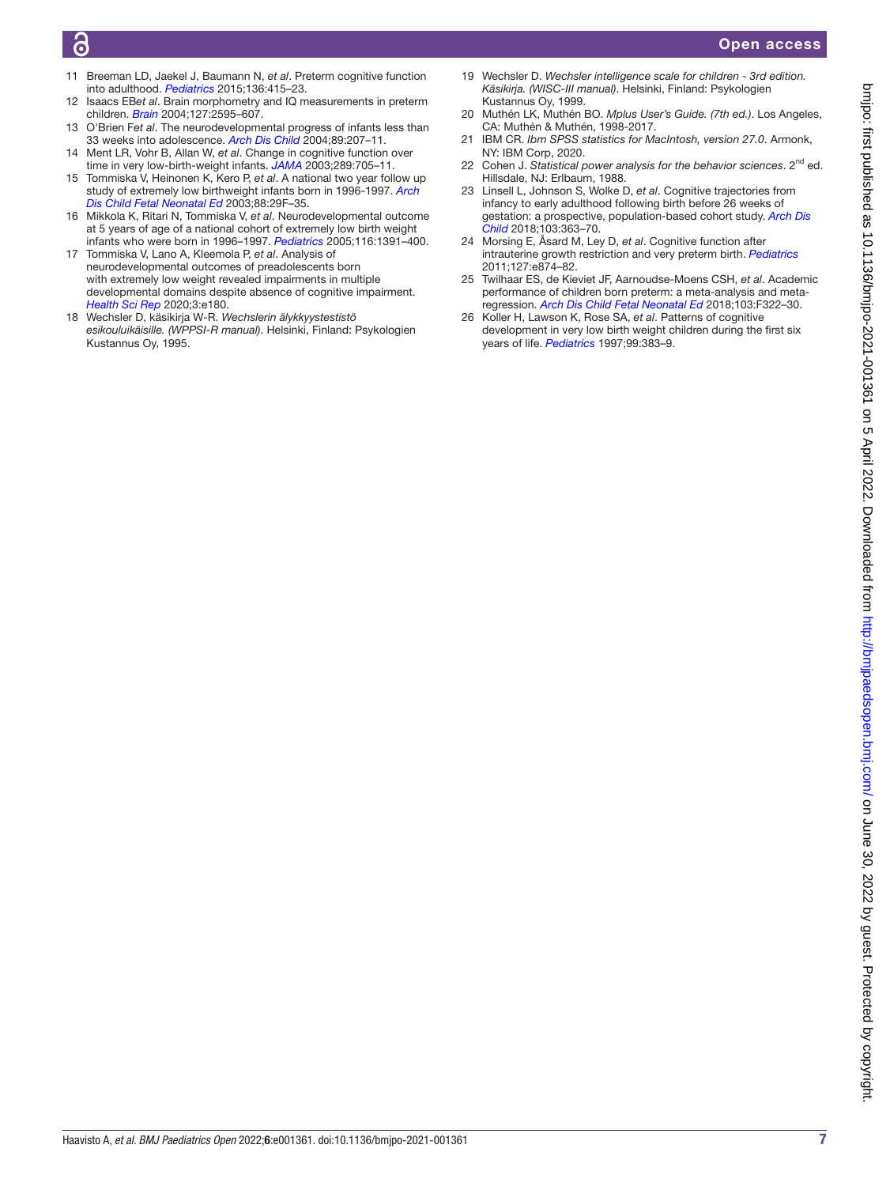11. Breeman LD, Jaekel J, Baumann N, *et al*. Preterm cognitive function into adulthood. *Pediatrics* 2015;136:415–23.
12. Isaacs EB*et al*. Brain morphometry and IQ measurements in preterm children. *Brain* 2004;127:2595–607.
13. O'Brien F*et al*. The neurodevelopmental progress of infants less than 33 weeks into adolescence. *Arch Dis Child* 2004;89:207–11.
14. Ment LR, Vohr B, Allan W, *et al*. Change in cognitive function over time in very low-birth-weight infants. *JAMA* 2003;289:705–11.
15. Tommiska V, Heinonen K, Kero P, *et al*. A national two year follow up study of extremely low birthweight infants born in 1996-1997. *Arch Dis Child Fetal Neonatal Ed* 2003;88:29F–35.
16. Mikkola K, Ritari N, Tommiska V, *et al*. Neurodevelopmental outcome at 5 years of age of a national cohort of extremely low birth weight infants who were born in 1996–1997. *Pediatrics* 2005;116:1391–400.
17. Tommiska V, Lano A, Kleemola P, *et al*. Analysis of neurodevelopmental outcomes of preadolescents born with extremely low weight revealed impairments in multiple developmental domains despite absence of cognitive impairment. *Health Sci Rep* 2020;3:e180.
18. Wechsler D, käsikirja W-R. *Wechslerin älykkyystestistö esikouluikäisille. (WPPSI-R manual)*. Helsinki, Finland: Psykologien Kustannus Oy, 1995.
19. Wechsler D. *Wechsler intelligence scale for children - 3rd edition. Käsikirja. (WISC-III manual)*. Helsinki, Finland: Psykologien Kustannus Oy, 1999.
20. Muthén LK, Muthén BO. *Mplus User's Guide. (7th ed.)*. Los Angeles, CA: Muthén & Muthén, 1998-2017.
21. IBM CR. *Ibm SPSS statistics for MacIntosh, version 27.0*. Armonk, NY: IBM Corp, 2020.
22. Cohen J. *Statistical power analysis for the behavior sciences*. 2nd ed. Hillsdale, NJ: Erlbaum, 1988.
23. Linsell L, Johnson S, Wolke D, *et al*. Cognitive trajectories from infancy to early adulthood following birth before 26 weeks of gestation: a prospective, population-based cohort study. *Arch Dis Child* 2018;103:363–70.
24. Morsing E, Åsard M, Ley D, *et al*. Cognitive function after intrauterine growth restriction and very preterm birth. *Pediatrics* 2011;127:e874–82.
25. Twilhaar ES, de Kieviet JF, Aarnoudse-Moens CSH, *et al*. Academic performance of children born preterm: a meta-analysis and meta-regression. *Arch Dis Child Fetal Neonatal Ed* 2018;103:F322–30.
26. Koller H, Lawson K, Rose SA, *et al*. Patterns of cognitive development in very low birth weight children during the first six years of life. *Pediatrics* 1997;99:383–9.